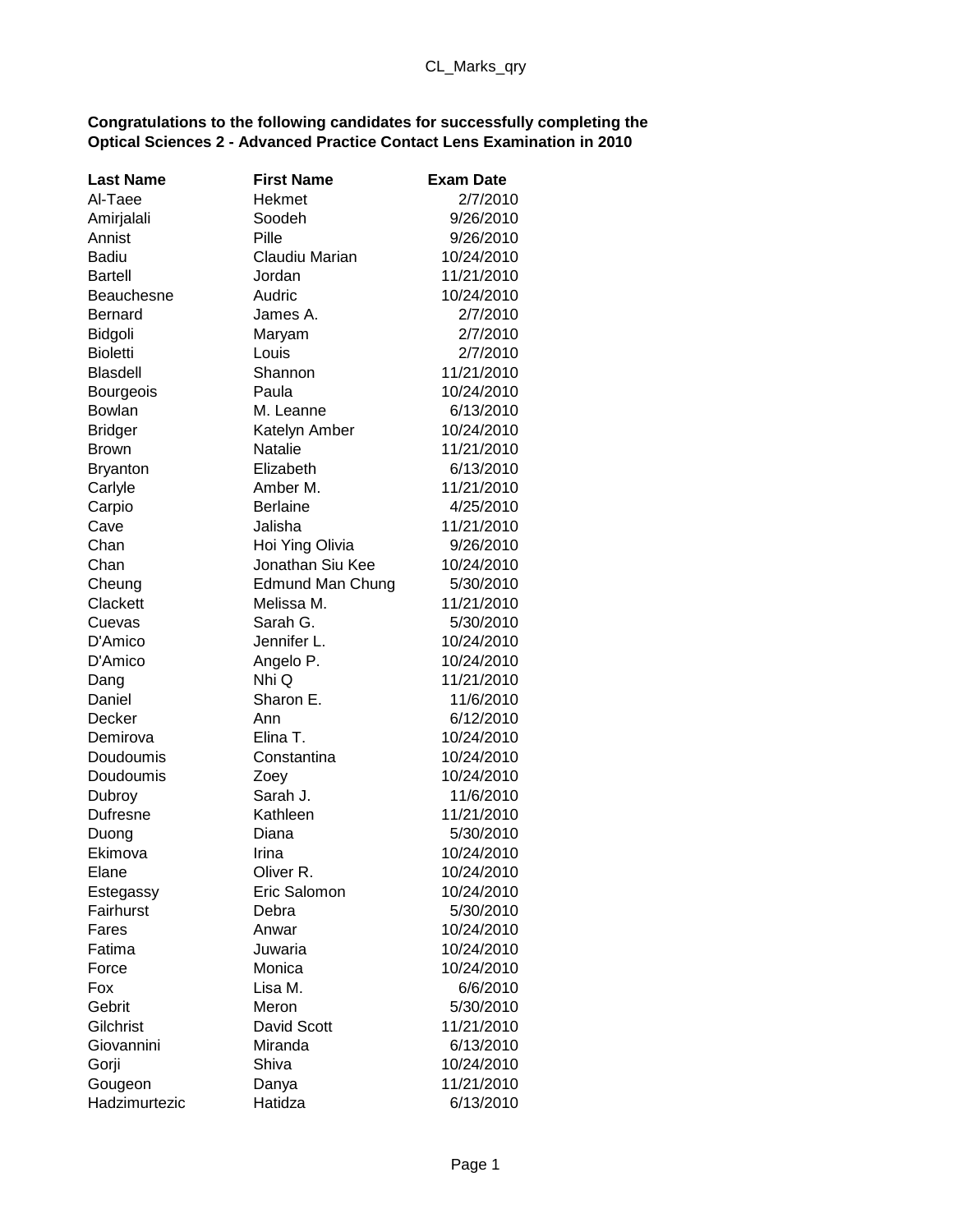**Congratulations to the following candidates for successfully completing the Optical Sciences 2 - Advanced Practice Contact Lens Examination in 2010**

| Last Name | First Name | Exam Date |
|---|---|---|
| Al-Taee | Hekmet | 2/7/2010 |
| Amirjalali | Soodeh | 9/26/2010 |
| Annist | Pille | 9/26/2010 |
| Badiu | Claudiu Marian | 10/24/2010 |
| Bartell | Jordan | 11/21/2010 |
| Beauchesne | Audric | 10/24/2010 |
| Bernard | James A. | 2/7/2010 |
| Bidgoli | Maryam | 2/7/2010 |
| Bioletti | Louis | 2/7/2010 |
| Blasdell | Shannon | 11/21/2010 |
| Bourgeois | Paula | 10/24/2010 |
| Bowlan | M. Leanne | 6/13/2010 |
| Bridger | Katelyn Amber | 10/24/2010 |
| Brown | Natalie | 11/21/2010 |
| Bryanton | Elizabeth | 6/13/2010 |
| Carlyle | Amber M. | 11/21/2010 |
| Carpio | Berlaine | 4/25/2010 |
| Cave | Jalisha | 11/21/2010 |
| Chan | Hoi Ying Olivia | 9/26/2010 |
| Chan | Jonathan Siu Kee | 10/24/2010 |
| Cheung | Edmund Man Chung | 5/30/2010 |
| Clackett | Melissa M. | 11/21/2010 |
| Cuevas | Sarah G. | 5/30/2010 |
| D'Amico | Jennifer L. | 10/24/2010 |
| D'Amico | Angelo P. | 10/24/2010 |
| Dang | Nhi Q | 11/21/2010 |
| Daniel | Sharon E. | 11/6/2010 |
| Decker | Ann | 6/12/2010 |
| Demirova | Elina T. | 10/24/2010 |
| Doudoumis | Constantina | 10/24/2010 |
| Doudoumis | Zoey | 10/24/2010 |
| Dubroy | Sarah J. | 11/6/2010 |
| Dufresne | Kathleen | 11/21/2010 |
| Duong | Diana | 5/30/2010 |
| Ekimova | Irina | 10/24/2010 |
| Elane | Oliver R. | 10/24/2010 |
| Estegassy | Eric Salomon | 10/24/2010 |
| Fairhurst | Debra | 5/30/2010 |
| Fares | Anwar | 10/24/2010 |
| Fatima | Juwaria | 10/24/2010 |
| Force | Monica | 10/24/2010 |
| Fox | Lisa M. | 6/6/2010 |
| Gebrit | Meron | 5/30/2010 |
| Gilchrist | David Scott | 11/21/2010 |
| Giovannini | Miranda | 6/13/2010 |
| Gorji | Shiva | 10/24/2010 |
| Gougeon | Danya | 11/21/2010 |
| Hadzimurtezic | Hatidza | 6/13/2010 |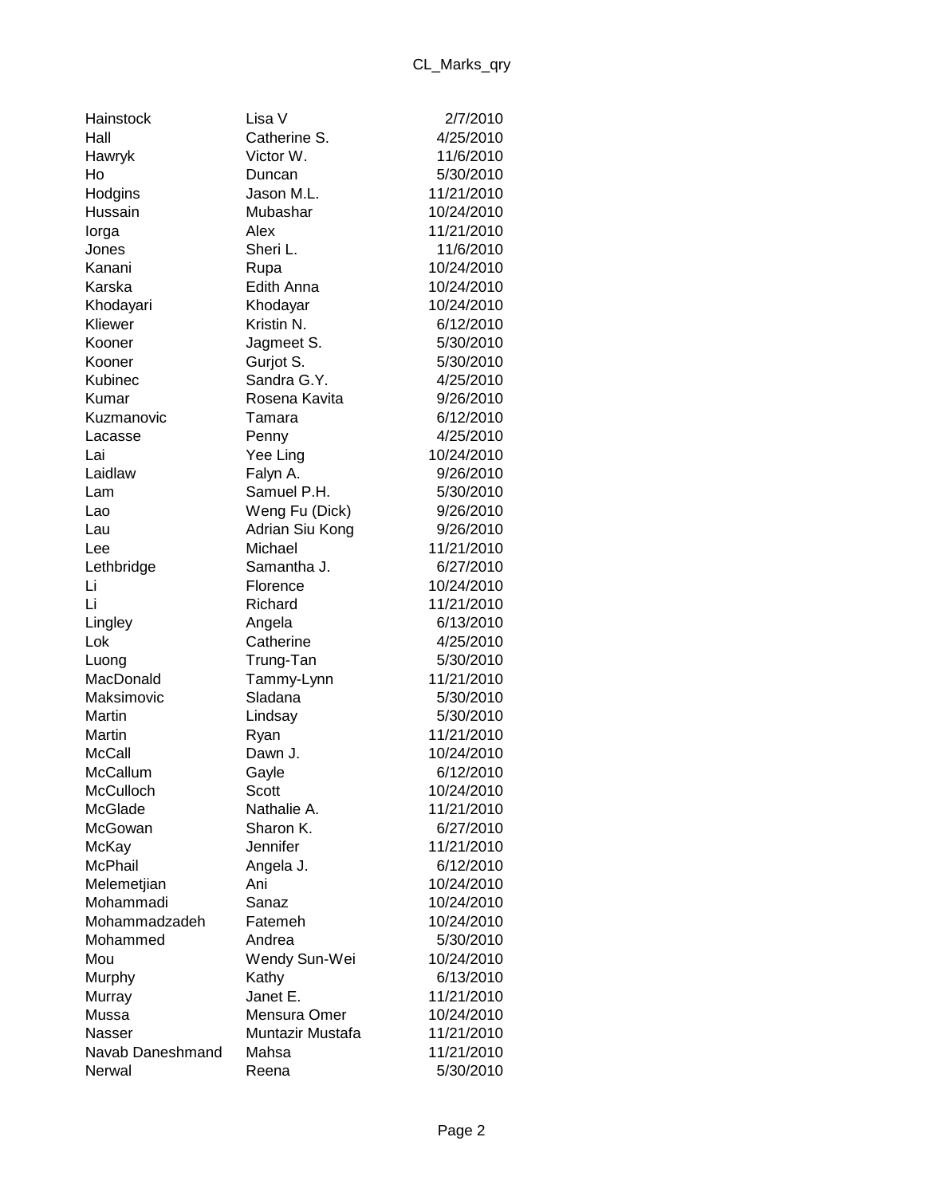| | | |
|---|---|---|
| Hainstock | Lisa V | 2/7/2010 |
| Hall | Catherine S. | 4/25/2010 |
| Hawryk | Victor W. | 11/6/2010 |
| Ho | Duncan | 5/30/2010 |
| Hodgins | Jason M.L. | 11/21/2010 |
| Hussain | Mubashar | 10/24/2010 |
| Iorga | Alex | 11/21/2010 |
| Jones | Sheri L. | 11/6/2010 |
| Kanani | Rupa | 10/24/2010 |
| Karska | Edith Anna | 10/24/2010 |
| Khodayari | Khodayar | 10/24/2010 |
| Kliewer | Kristin N. | 6/12/2010 |
| Kooner | Jagmeet S. | 5/30/2010 |
| Kooner | Gurjot S. | 5/30/2010 |
| Kubinec | Sandra G.Y. | 4/25/2010 |
| Kumar | Rosena Kavita | 9/26/2010 |
| Kuzmanovic | Tamara | 6/12/2010 |
| Lacasse | Penny | 4/25/2010 |
| Lai | Yee Ling | 10/24/2010 |
| Laidlaw | Falyn A. | 9/26/2010 |
| Lam | Samuel P.H. | 5/30/2010 |
| Lao | Weng Fu (Dick) | 9/26/2010 |
| Lau | Adrian Siu Kong | 9/26/2010 |
| Lee | Michael | 11/21/2010 |
| Lethbridge | Samantha J. | 6/27/2010 |
| Li | Florence | 10/24/2010 |
| Li | Richard | 11/21/2010 |
| Lingley | Angela | 6/13/2010 |
| Lok | Catherine | 4/25/2010 |
| Luong | Trung-Tan | 5/30/2010 |
| MacDonald | Tammy-Lynn | 11/21/2010 |
| Maksimovic | Sladana | 5/30/2010 |
| Martin | Lindsay | 5/30/2010 |
| Martin | Ryan | 11/21/2010 |
| McCall | Dawn J. | 10/24/2010 |
| McCallum | Gayle | 6/12/2010 |
| McCulloch | Scott | 10/24/2010 |
| McGlade | Nathalie A. | 11/21/2010 |
| McGowan | Sharon K. | 6/27/2010 |
| McKay | Jennifer | 11/21/2010 |
| McPhail | Angela J. | 6/12/2010 |
| Melemetjian | Ani | 10/24/2010 |
| Mohammadi | Sanaz | 10/24/2010 |
| Mohammadzadeh | Fatemeh | 10/24/2010 |
| Mohammed | Andrea | 5/30/2010 |
| Mou | Wendy Sun-Wei | 10/24/2010 |
| Murphy | Kathy | 6/13/2010 |
| Murray | Janet E. | 11/21/2010 |
| Mussa | Mensura Omer | 10/24/2010 |
| Nasser | Muntazir Mustafa | 11/21/2010 |
| Navab Daneshmand | Mahsa | 11/21/2010 |
| Nerwal | Reena | 5/30/2010 |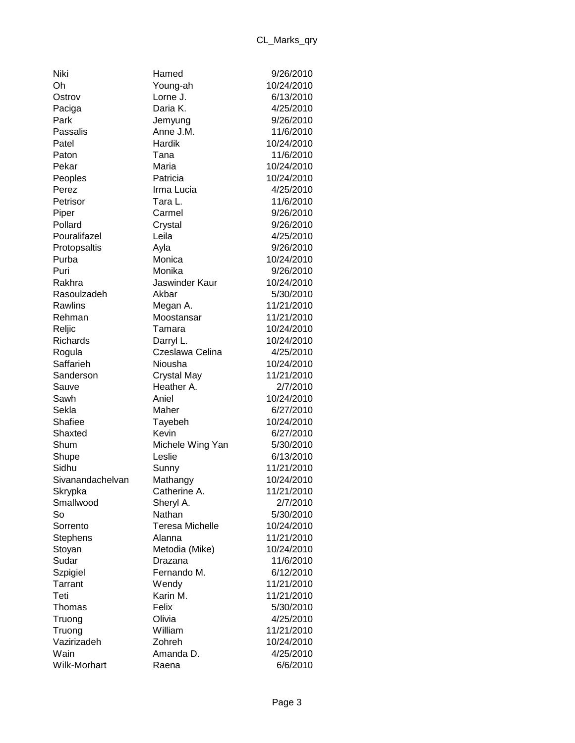| | | |
|---|---|---|
| Niki | Hamed | 9/26/2010 |
| Oh | Young-ah | 10/24/2010 |
| Ostrov | Lorne J. | 6/13/2010 |
| Paciga | Daria K. | 4/25/2010 |
| Park | Jemyung | 9/26/2010 |
| Passalis | Anne J.M. | 11/6/2010 |
| Patel | Hardik | 10/24/2010 |
| Paton | Tana | 11/6/2010 |
| Pekar | Maria | 10/24/2010 |
| Peoples | Patricia | 10/24/2010 |
| Perez | Irma Lucia | 4/25/2010 |
| Petrisor | Tara L. | 11/6/2010 |
| Piper | Carmel | 9/26/2010 |
| Pollard | Crystal | 9/26/2010 |
| Pouralifazel | Leila | 4/25/2010 |
| Protopsaltis | Ayla | 9/26/2010 |
| Purba | Monica | 10/24/2010 |
| Puri | Monika | 9/26/2010 |
| Rakhra | Jaswinder Kaur | 10/24/2010 |
| Rasoulzadeh | Akbar | 5/30/2010 |
| Rawlins | Megan A. | 11/21/2010 |
| Rehman | Moostansar | 11/21/2010 |
| Reljic | Tamara | 10/24/2010 |
| Richards | Darryl L. | 10/24/2010 |
| Rogula | Czeslawa Celina | 4/25/2010 |
| Saffarieh | Niousha | 10/24/2010 |
| Sanderson | Crystal May | 11/21/2010 |
| Sauve | Heather A. | 2/7/2010 |
| Sawh | Aniel | 10/24/2010 |
| Sekla | Maher | 6/27/2010 |
| Shafiee | Tayebeh | 10/24/2010 |
| Shaxted | Kevin | 6/27/2010 |
| Shum | Michele Wing Yan | 5/30/2010 |
| Shupe | Leslie | 6/13/2010 |
| Sidhu | Sunny | 11/21/2010 |
| Sivanandachelvan | Mathangy | 10/24/2010 |
| Skrypka | Catherine A. | 11/21/2010 |
| Smallwood | Sheryl A. | 2/7/2010 |
| So | Nathan | 5/30/2010 |
| Sorrento | Teresa Michelle | 10/24/2010 |
| Stephens | Alanna | 11/21/2010 |
| Stoyan | Metodia (Mike) | 10/24/2010 |
| Sudar | Drazana | 11/6/2010 |
| Szpigiel | Fernando M. | 6/12/2010 |
| Tarrant | Wendy | 11/21/2010 |
| Teti | Karin M. | 11/21/2010 |
| Thomas | Felix | 5/30/2010 |
| Truong | Olivia | 4/25/2010 |
| Truong | William | 11/21/2010 |
| Vazirizadeh | Zohreh | 10/24/2010 |
| Wain | Amanda D. | 4/25/2010 |
| Wilk-Morhart | Raena | 6/6/2010 |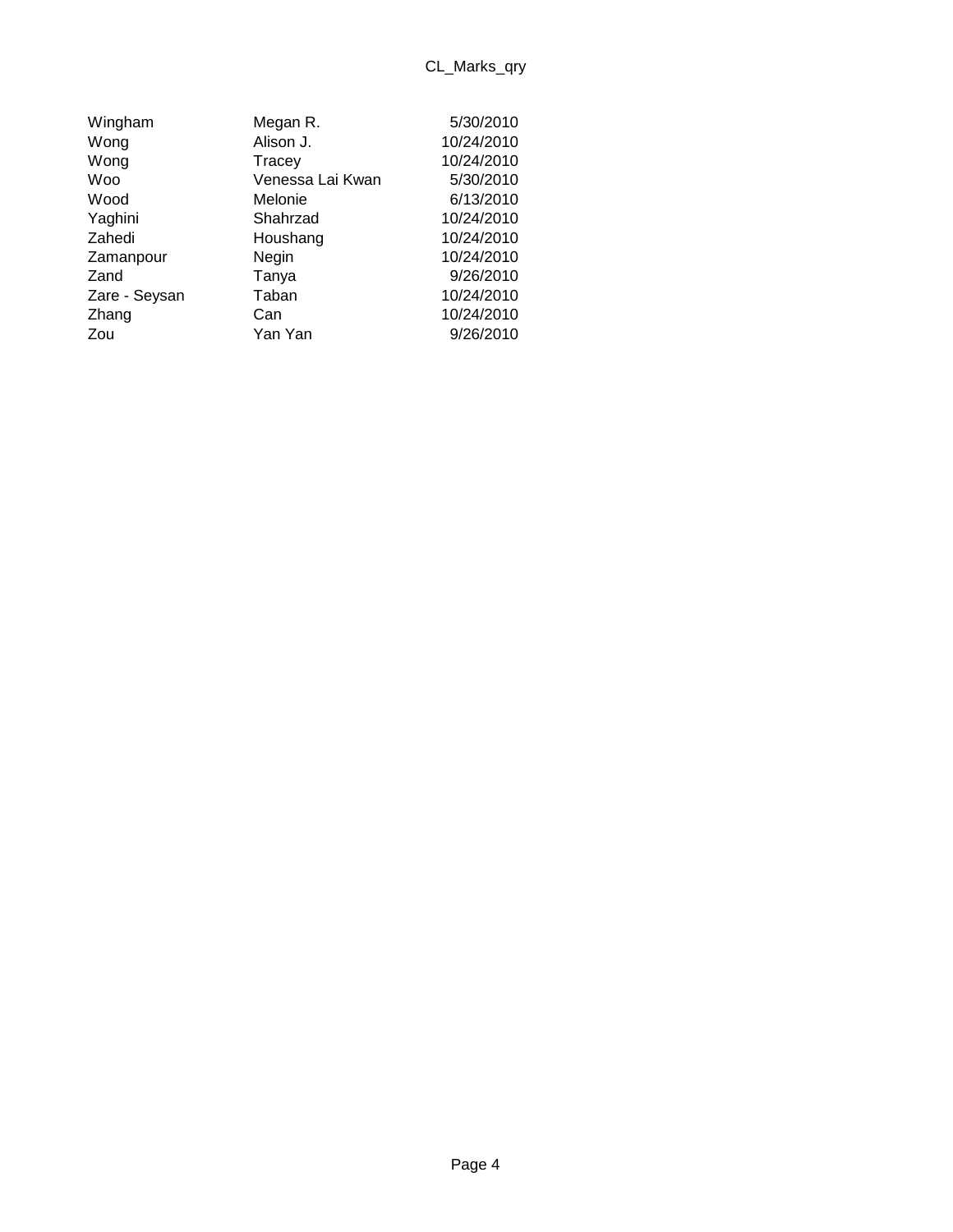| | | |
|---|---|---|
| Wingham | Megan R. | 5/30/2010 |
| Wong | Alison J. | 10/24/2010 |
| Wong | Tracey | 10/24/2010 |
| Woo | Venessa Lai Kwan | 5/30/2010 |
| Wood | Melonie | 6/13/2010 |
| Yaghini | Shahrzad | 10/24/2010 |
| Zahedi | Houshang | 10/24/2010 |
| Zamanpour | Negin | 10/24/2010 |
| Zand | Tanya | 9/26/2010 |
| Zare - Seysan | Taban | 10/24/2010 |
| Zhang | Can | 10/24/2010 |
| Zou | Yan Yan | 9/26/2010 |